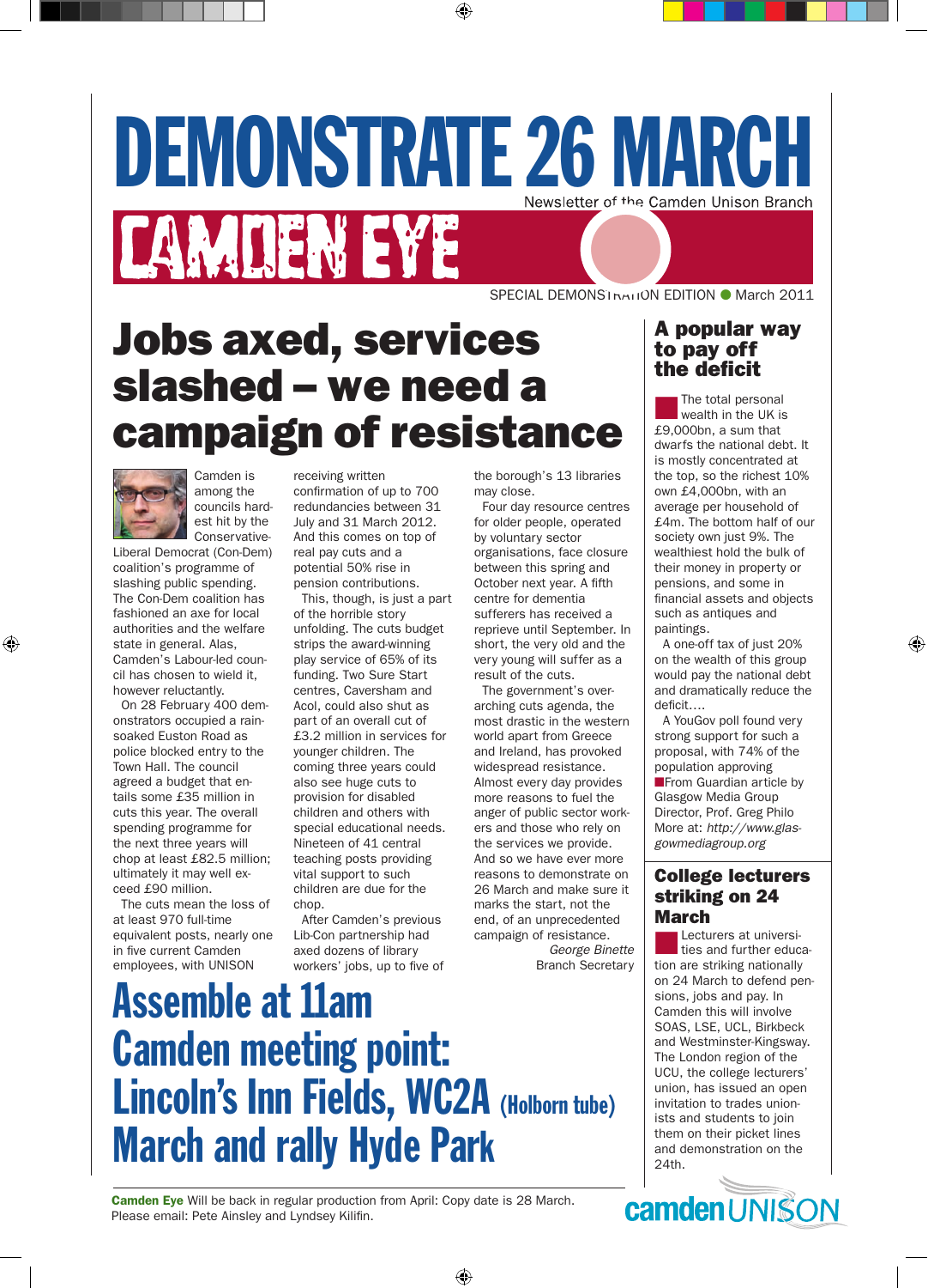# DEMONSTRATE 26 MARCH

Newsletter of the Camden Unison Branch

# CAMDEN EYE

SPECIAL DEMONSTRATION EDITION ● March 2011

## Jobs axed, services slashed – we need a campaign of resistance

Camden is among the councils hardest hit by the Conservative-Liberal Democrat (Con-Dem) coalition's programme of slashing public spending. The Con-Dem coalition has fashioned an axe for local authorities and the welfare state in general. Alas, Camden's Labour-led council has chosen to wield it, however reluctantly.

On 28 February 400 demonstrators occupied a rain-soaked Euston Road as police blocked entry to the Town Hall. The council agreed a budget that entails some £35 million in cuts this year. The overall spending programme for the next three years will chop at least £82.5 million; ultimately it may well exceed £90 million.

The cuts mean the loss of at least 970 full-time equivalent posts, nearly one in five current Camden employees, with UNISON receiving written confirmation of up to 700 redundancies between 31 July and 31 March 2012. And this comes on top of real pay cuts and a potential 50% rise in pension contributions.

This, though, is just a part of the horrible story unfolding. The cuts budget strips the award-winning play service of 65% of its funding. Two Sure Start centres, Caversham and Acol, could also shut as part of an overall cut of £3.2 million in services for younger children. The coming three years could also see huge cuts to provision for disabled children and others with special educational needs. Nineteen of 41 central teaching posts providing vital support to such children are due for the chop.

After Camden's previous Lib-Con partnership had axed dozens of library workers' jobs, up to five of the borough's 13 libraries may close.

Four day resource centres for older people, operated by voluntary sector organisations, face closure between this spring and October next year. A fifth centre for dementia sufferers has received a reprieve until September. In short, the very old and the very young will suffer as a result of the cuts.

The government's over-arching cuts agenda, the most drastic in the western world apart from Greece and Ireland, has provoked widespread resistance. Almost every day provides more reasons to fuel the anger of public sector workers and those who rely on the services we provide. And so we have ever more reasons to demonstrate on 26 March and make sure it marks the start, not the end, of an unprecedented campaign of resistance.

*George Binette*
Branch Secretary

# Assemble at 11am
# Camden meeting point: Lincoln's Inn Fields, WC2A (Holborn tube)
# March and rally Hyde Park

### A popular way to pay off the deficit

The total personal wealth in the UK is £9,000bn, a sum that dwarfs the national debt. It is mostly concentrated at the top, so the richest 10% own £4,000bn, with an average per household of £4m. The bottom half of our society own just 9%. The wealthiest hold the bulk of their money in property or pensions, and some in financial assets and objects such as antiques and paintings.

A one-off tax of just 20% on the wealth of this group would pay the national debt and dramatically reduce the deficit….

A YouGov poll found very strong support for such a proposal, with 74% of the population approving

From Guardian article by Glasgow Media Group Director, Prof. Greg Philo
More at: *http://www.glasgowmediagroup.org*

### College lecturers striking on 24 March

Lecturers at universities and further education are striking nationally on 24 March to defend pensions, jobs and pay. In Camden this will involve SOAS, LSE, UCL, Birkbeck and Westminster-Kingsway. The London region of the UCU, the college lecturers' union, has issued an open invitation to trades unionists and students to join them on their picket lines and demonstration on the 24th.

**Camden Eye** Will be back in regular production from April: Copy date is 28 March. Please email: Pete Ainsley and Lyndsey Kilifin.

camden UNISON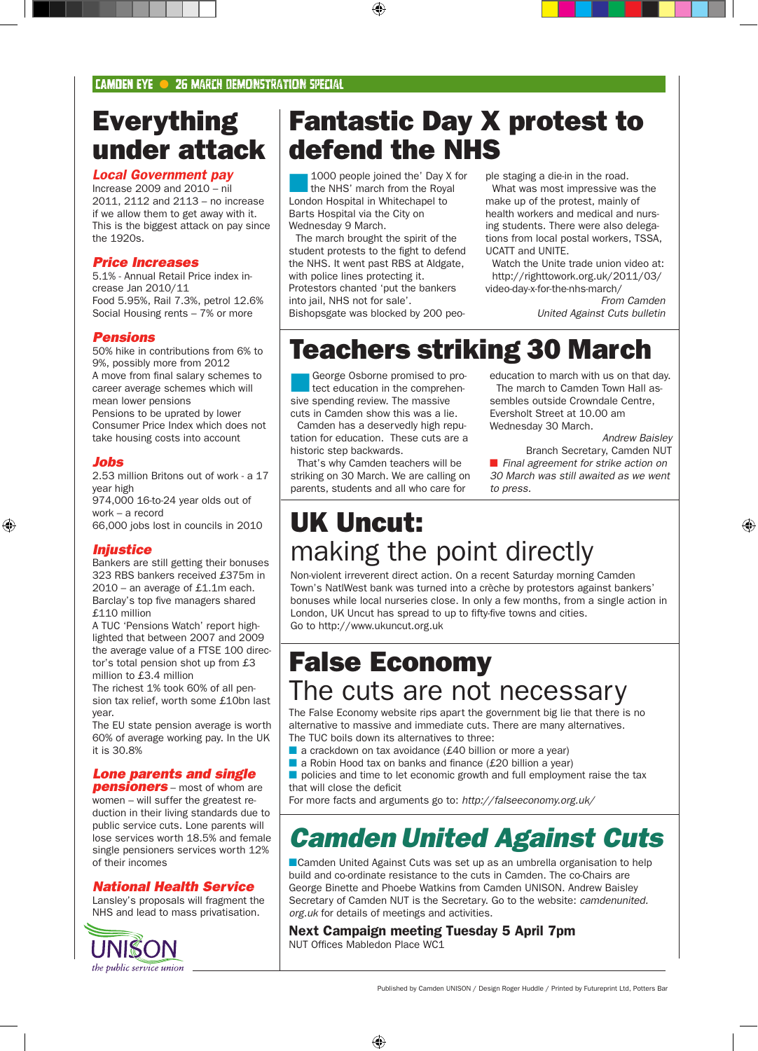CAMDEN EYE ● 26 MARCH DEMONSTRATION SPECIAL

# Everything under attack

### Local Government pay

Increase 2009 and 2010 – nil
2011, 2112 and 2113 – no increase if we allow them to get away with it. This is the biggest attack on pay since the 1920s.

### Price Increases

5.1% - Annual Retail Price index increase Jan 2010/11
Food 5.95%, Rail 7.3%, petrol 12.6%
Social Housing rents – 7% or more

### Pensions

50% hike in contributions from 6% to 9%, possibly more from 2012
A move from final salary schemes to career average schemes which will mean lower pensions
Pensions to be uprated by lower Consumer Price Index which does not take housing costs into account

### Jobs

2.53 million Britons out of work - a 17 year high
974,000 16-to-24 year olds out of work – a record
66,000 jobs lost in councils in 2010

### Injustice

Bankers are still getting their bonuses
323 RBS bankers received £375m in 2010 – an average of £1.1m each.
Barclay's top five managers shared £110 million
A TUC 'Pensions Watch' report highlighted that between 2007 and 2009 the average value of a FTSE 100 director's total pension shot up from £3 million to £3.4 million
The richest 1% took 60% of all pension tax relief, worth some £10bn last year.
The EU state pension average is worth 60% of average working pay. In the UK it is 30.8%

### Lone parents and single pensioners

– most of whom are women – will suffer the greatest reduction in their living standards due to public service cuts. Lone parents will lose services worth 18.5% and female single pensioners services worth 12% of their incomes

### National Health Service

Lansley's proposals will fragment the NHS and lead to mass privatisation.

UNISON the public service union

# Fantastic Day X protest to defend the NHS

1000 people joined the' Day X for the NHS' march from the Royal London Hospital in Whitechapel to Barts Hospital via the City on Wednesday 9 March.

The march brought the spirit of the student protests to the fight to defend the NHS. It went past RBS at Aldgate, with police lines protecting it. Protestors chanted 'put the bankers into jail, NHS not for sale'. Bishopsgate was blocked by 200 people staging a die-in in the road.

What was most impressive was the make up of the protest, mainly of health workers and medical and nursing students. There were also delegations from local postal workers, TSSA, UCATT and UNITE.

Watch the Unite trade union video at: http://righttowork.org.uk/2011/03/video-day-x-for-the-nhs-march/

*From Camden United Against Cuts bulletin*

# Teachers striking 30 March

George Osborne promised to protect education in the comprehensive spending review. The massive cuts in Camden show this was a lie.

Camden has a deservedly high reputation for education. These cuts are a historic step backwards.

That's why Camden teachers will be striking on 30 March. We are calling on parents, students and all who care for education to march with us on that day.

The march to Camden Town Hall assembles outside Crowndale Centre, Eversholt Street at 10.00 am Wednesday 30 March.

*Andrew Baisley*
Branch Secretary, Camden NUT

*Final agreement for strike action on 30 March was still awaited as we went to press.*

# UK Uncut: making the point directly

Non-violent irreverent direct action. On a recent Saturday morning Camden Town's NatIWest bank was turned into a crèche by protestors against bankers' bonuses while local nurseries close. In only a few months, from a single action in London, UK Uncut has spread to up to fifty-five towns and cities.
Go to http://www.ukuncut.org.uk

# False Economy: The cuts are not necessary

The False Economy website rips apart the government big lie that there is no alternative to massive and immediate cuts. There are many alternatives.
The TUC boils down its alternatives to three:

- a crackdown on tax avoidance (£40 billion or more a year)
- a Robin Hood tax on banks and finance (£20 billion a year)
- policies and time to let economic growth and full employment raise the tax that will close the deficit

For more facts and arguments go to: *http://falseeconomy.org.uk/*

# Camden United Against Cuts

Camden United Against Cuts was set up as an umbrella organisation to help build and co-ordinate resistance to the cuts in Camden. The co-Chairs are George Binette and Phoebe Watkins from Camden UNISON. Andrew Baisley Secretary of Camden NUT is the Secretary. Go to the website: *camdenunited.org.uk* for details of meetings and activities.

**Next Campaign meeting Tuesday 5 April 7pm**
NUT Offices Mabledon Place WC1

Published by Camden UNISON / Design Roger Huddle / Printed by Futureprint Ltd, Potters Bar